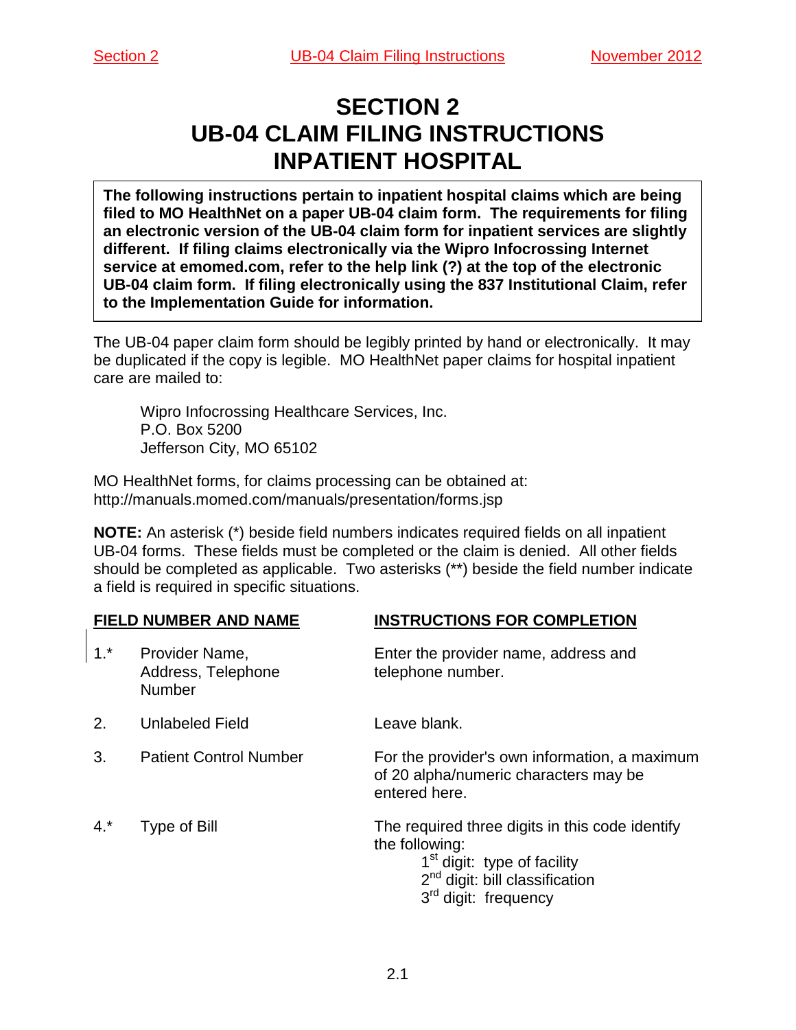# SECTION 2
# UB-04 CLAIM FILING INSTRUCTIONS
# INPATIENT HOSPITAL

**The following instructions pertain to inpatient hospital claims which are being filed to MO HealthNet on a paper UB-04 claim form. The requirements for filing an electronic version of the UB-04 claim form for inpatient services are slightly different. If filing claims electronically via the Wipro Infocrossing Internet service at emomed.com, refer to the help link (?) at the top of the electronic UB-04 claim form. If filing electronically using the 837 Institutional Claim, refer to the Implementation Guide for information.**

The UB-04 paper claim form should be legibly printed by hand or electronically. It may be duplicated if the copy is legible. MO HealthNet paper claims for hospital inpatient care are mailed to:

Wipro Infocrossing Healthcare Services, Inc.
P.O. Box 5200
Jefferson City, MO 65102

MO HealthNet forms, for claims processing can be obtained at:
http://manuals.momed.com/manuals/presentation/forms.jsp

**NOTE:** An asterisk (*) beside field numbers indicates required fields on all inpatient UB-04 forms. These fields must be completed or the claim is denied. All other fields should be completed as applicable. Two asterisks (**) beside the field number indicate a field is required in specific situations.

| FIELD NUMBER AND NAME | | INSTRUCTIONS FOR COMPLETION |
|---|---|---|
| 1.* | Provider Name, Address, Telephone Number | Enter the provider name, address and telephone number. |
| 2. | Unlabeled Field | Leave blank. |
| 3. | Patient Control Number | For the provider's own information, a maximum of 20 alpha/numeric characters may be entered here. |
| 4.* | Type of Bill | The required three digits in this code identify the following:<br>1st digit: type of facility<br>2nd digit: bill classification<br>3rd digit: frequency |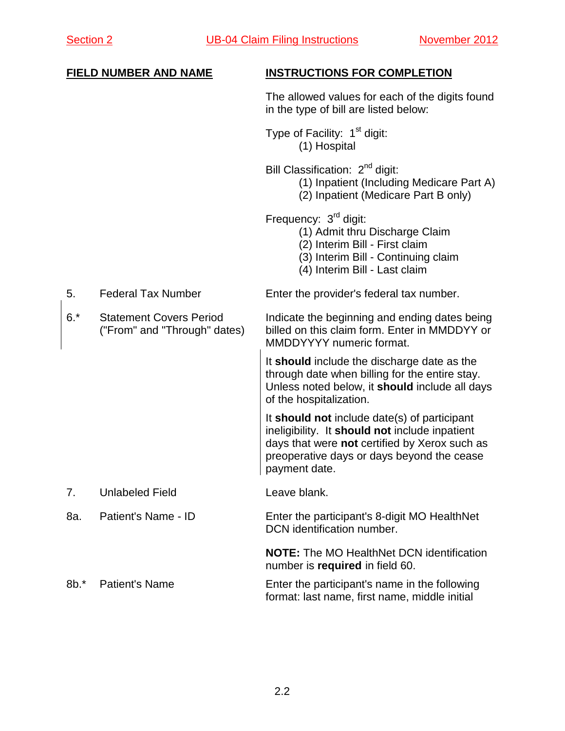| FIELD NUMBER AND NAME | | INSTRUCTIONS FOR COMPLETION |
|---|---|---|
| | | The allowed values for each of the digits found in the type of bill are listed below:<br><br>Type of Facility: 1st digit:<br>(1) Hospital<br><br>Bill Classification: 2nd digit:<br>(1) Inpatient (Including Medicare Part A)<br>(2) Inpatient (Medicare Part B only)<br><br>Frequency: 3rd digit:<br>(1) Admit thru Discharge Claim<br>(2) Interim Bill - First claim<br>(3) Interim Bill - Continuing claim<br>(4) Interim Bill - Last claim |
| 5. | Federal Tax Number | Enter the provider's federal tax number. |
| 6.* | Statement Covers Period ("From" and "Through" dates) | Indicate the beginning and ending dates being billed on this claim form. Enter in MMDDYY or MMDDYYYY numeric format.<br><br>It **should** include the discharge date as the through date when billing for the entire stay. Unless noted below, it **should** include all days of the hospitalization.<br><br>It **should not** include date(s) of participant ineligibility. It **should not** include inpatient days that were **not** certified by Xerox such as preoperative days or days beyond the cease payment date. |
| 7. | Unlabeled Field | Leave blank. |
| 8a. | Patient's Name - ID | Enter the participant's 8-digit MO HealthNet DCN identification number.<br><br>**NOTE:** The MO HealthNet DCN identification number is **required** in field 60. |
| 8b.* | Patient's Name | Enter the participant's name in the following format: last name, first name, middle initial |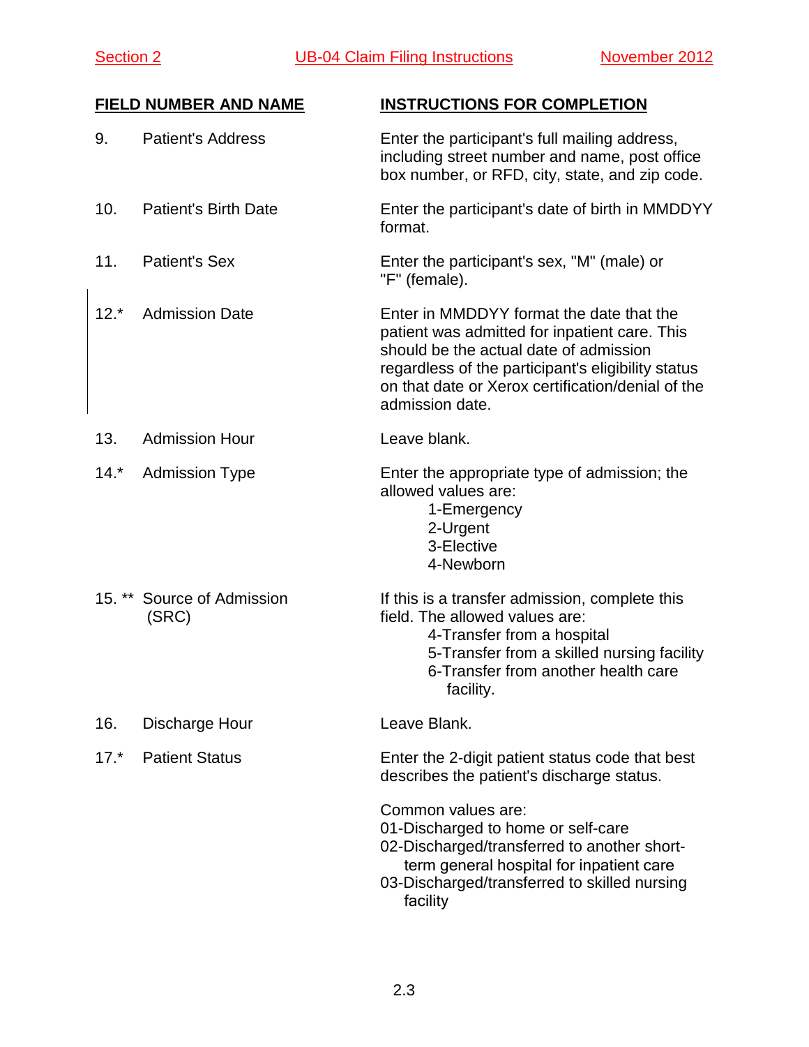| FIELD NUMBER AND NAME | INSTRUCTIONS FOR COMPLETION |
|---|---|
| 9. Patient's Address | Enter the participant's full mailing address, including street number and name, post office box number, or RFD, city, state, and zip code. |
| 10. Patient's Birth Date | Enter the participant's date of birth in MMDDYY format. |
| 11. Patient's Sex | Enter the participant's sex, "M" (male) or "F" (female). |
| 12.* Admission Date | Enter in MMDDYY format the date that the patient was admitted for inpatient care. This should be the actual date of admission regardless of the participant's eligibility status on that date or Xerox certification/denial of the admission date. |
| 13. Admission Hour | Leave blank. |
| 14.* Admission Type | Enter the appropriate type of admission; the allowed values are:<br>1-Emergency<br>2-Urgent<br>3-Elective<br>4-Newborn |
| 15. ** Source of Admission (SRC) | If this is a transfer admission, complete this field. The allowed values are:<br>4-Transfer from a hospital<br>5-Transfer from a skilled nursing facility<br>6-Transfer from another health care facility. |
| 16. Discharge Hour | Leave Blank. |
| 17.* Patient Status | Enter the 2-digit patient status code that best describes the patient's discharge status.<br><br>Common values are:<br>01-Discharged to home or self-care<br>02-Discharged/transferred to another short-term general hospital for inpatient care<br>03-Discharged/transferred to skilled nursing facility |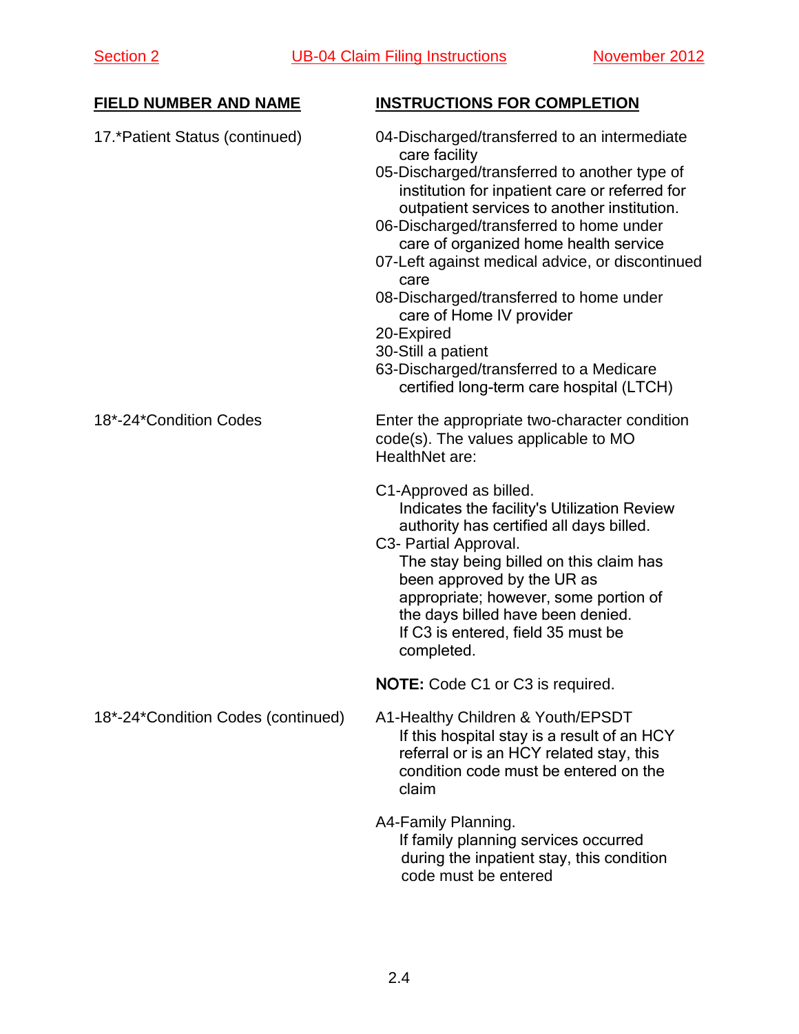| FIELD NUMBER AND NAME | INSTRUCTIONS FOR COMPLETION |
|---|---|
| 17.*Patient Status (continued) | 04-Discharged/transferred to an intermediate care facility<br>05-Discharged/transferred to another type of institution for inpatient care or referred for outpatient services to another institution.<br>06-Discharged/transferred to home under care of organized home health service<br>07-Left against medical advice, or discontinued care<br>08-Discharged/transferred to home under care of Home IV provider<br>20-Expired<br>30-Still a patient<br>63-Discharged/transferred to a Medicare certified long-term care hospital (LTCH) |
| 18*-24*Condition Codes | Enter the appropriate two-character condition code(s). The values applicable to MO HealthNet are:<br><br>C1-Approved as billed.<br>Indicates the facility's Utilization Review authority has certified all days billed.<br>C3- Partial Approval.<br>The stay being billed on this claim has been approved by the UR as appropriate; however, some portion of the days billed have been denied.<br>If C3 is entered, field 35 must be completed.<br><br>**NOTE:** Code C1 or C3 is required. |
| 18*-24*Condition Codes (continued) | A1-Healthy Children & Youth/EPSDT<br>If this hospital stay is a result of an HCY referral or is an HCY related stay, this condition code must be entered on the claim<br><br>A4-Family Planning.<br>If family planning services occurred during the inpatient stay, this condition code must be entered |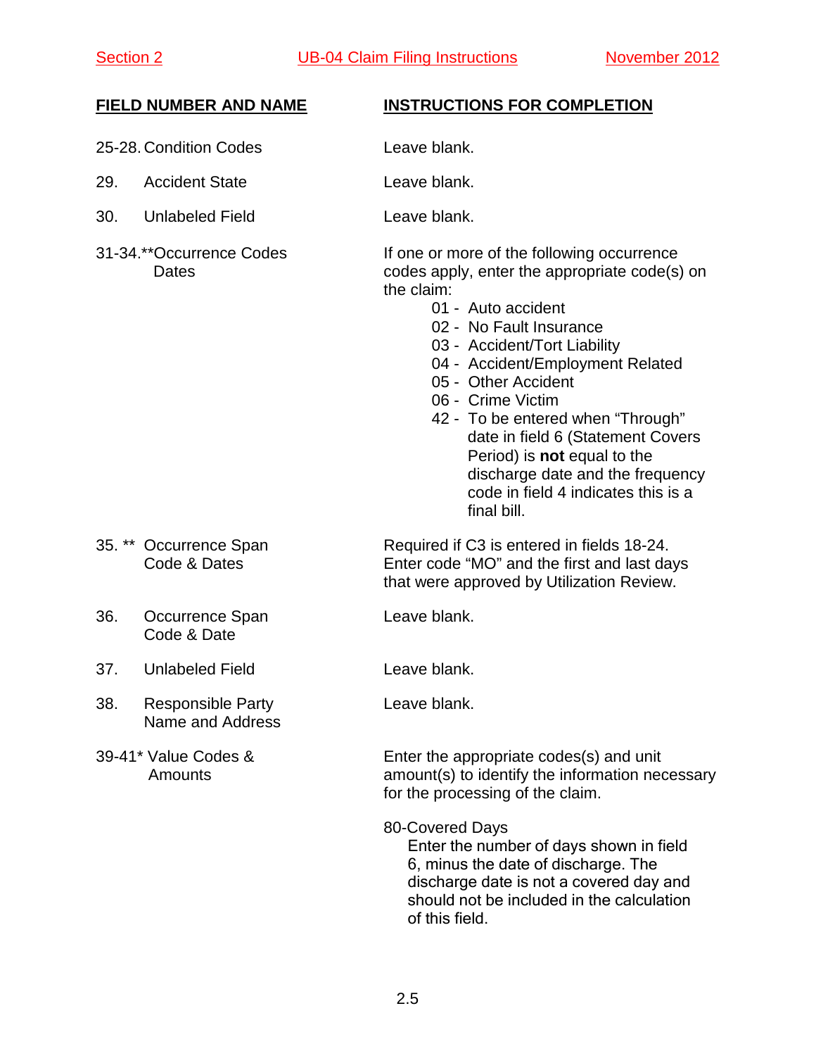| FIELD NUMBER AND NAME | INSTRUCTIONS FOR COMPLETION |
|---|---|
| 25-28. Condition Codes | Leave blank. |
| 29. Accident State | Leave blank. |
| 30. Unlabeled Field | Leave blank. |
| 31-34.**Occurrence Codes Dates | If one or more of the following occurrence codes apply, enter the appropriate code(s) on the claim:<br>01 - Auto accident<br>02 - No Fault Insurance<br>03 - Accident/Tort Liability<br>04 - Accident/Employment Related<br>05 - Other Accident<br>06 - Crime Victim<br>42 - To be entered when "Through" date in field 6 (Statement Covers Period) is **not** equal to the discharge date and the frequency code in field 4 indicates this is a final bill. |
| 35. ** Occurrence Span Code & Dates | Required if C3 is entered in fields 18-24. Enter code "MO" and the first and last days that were approved by Utilization Review. |
| 36. Occurrence Span Code & Date | Leave blank. |
| 37. Unlabeled Field | Leave blank. |
| 38. Responsible Party Name and Address | Leave blank. |
| 39-41* Value Codes & Amounts | Enter the appropriate codes(s) and unit amount(s) to identify the information necessary for the processing of the claim.<br><br>80-Covered Days<br>Enter the number of days shown in field 6, minus the date of discharge. The discharge date is not a covered day and should not be included in the calculation of this field. |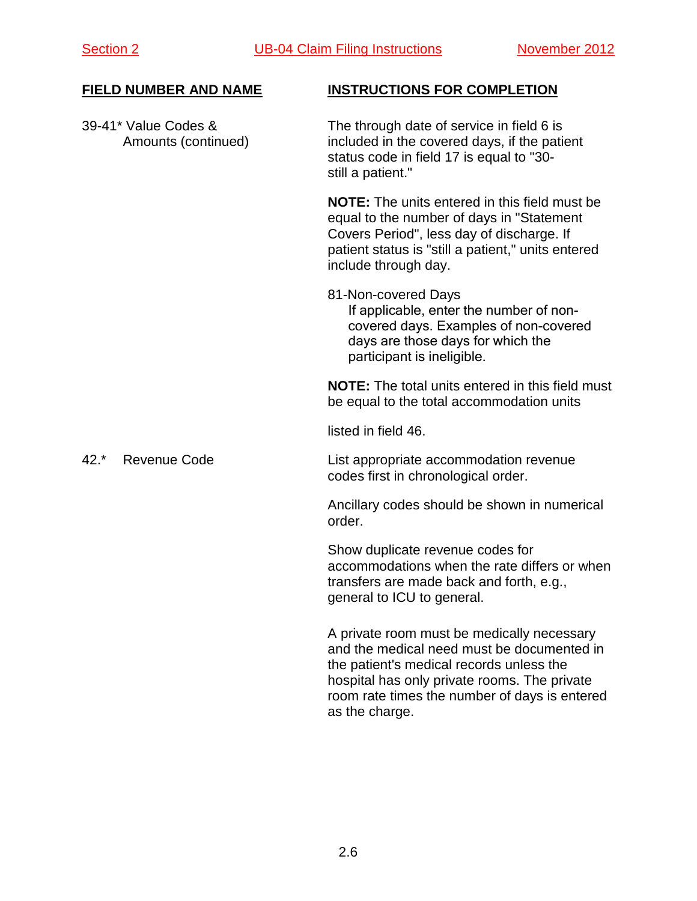| FIELD NUMBER AND NAME | INSTRUCTIONS FOR COMPLETION |
|---|---|
| 39-41* Value Codes & Amounts (continued) | The through date of service in field 6 is included in the covered days, if the patient status code in field 17 is equal to "30-still a patient."<br><br>**NOTE:** The units entered in this field must be equal to the number of days in "Statement Covers Period", less day of discharge. If patient status is "still a patient," units entered include through day.<br><br>81-Non-covered Days<br>If applicable, enter the number of non-covered days. Examples of non-covered days are those days for which the participant is ineligible.<br><br>**NOTE:** The total units entered in this field must be equal to the total accommodation units listed in field 46. |
| 42.* Revenue Code | List appropriate accommodation revenue codes first in chronological order.<br><br>Ancillary codes should be shown in numerical order.<br><br>Show duplicate revenue codes for accommodations when the rate differs or when transfers are made back and forth, e.g., general to ICU to general.<br><br>A private room must be medically necessary and the medical need must be documented in the patient's medical records unless the hospital has only private rooms. The private room rate times the number of days is entered as the charge. |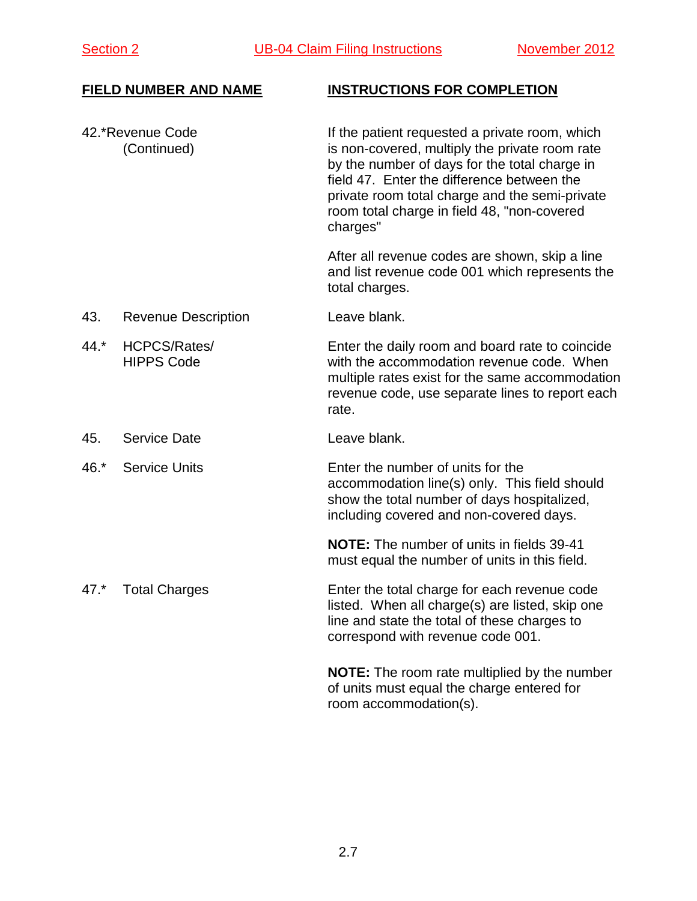| FIELD NUMBER AND NAME | INSTRUCTIONS FOR COMPLETION |
|---|---|
| 42.*Revenue Code (Continued) | If the patient requested a private room, which is non-covered, multiply the private room rate by the number of days for the total charge in field 47. Enter the difference between the private room total charge and the semi-private room total charge in field 48, "non-covered charges" |
| | After all revenue codes are shown, skip a line and list revenue code 001 which represents the total charges. |
| 43. Revenue Description | Leave blank. |
| 44.* HCPCS/Rates/ HIPPS Code | Enter the daily room and board rate to coincide with the accommodation revenue code. When multiple rates exist for the same accommodation revenue code, use separate lines to report each rate. |
| 45. Service Date | Leave blank. |
| 46.* Service Units | Enter the number of units for the accommodation line(s) only. This field should show the total number of days hospitalized, including covered and non-covered days. |
| | **NOTE:** The number of units in fields 39-41 must equal the number of units in this field. |
| 47.* Total Charges | Enter the total charge for each revenue code listed. When all charge(s) are listed, skip one line and state the total of these charges to correspond with revenue code 001. |
| | **NOTE:** The room rate multiplied by the number of units must equal the charge entered for room accommodation(s). |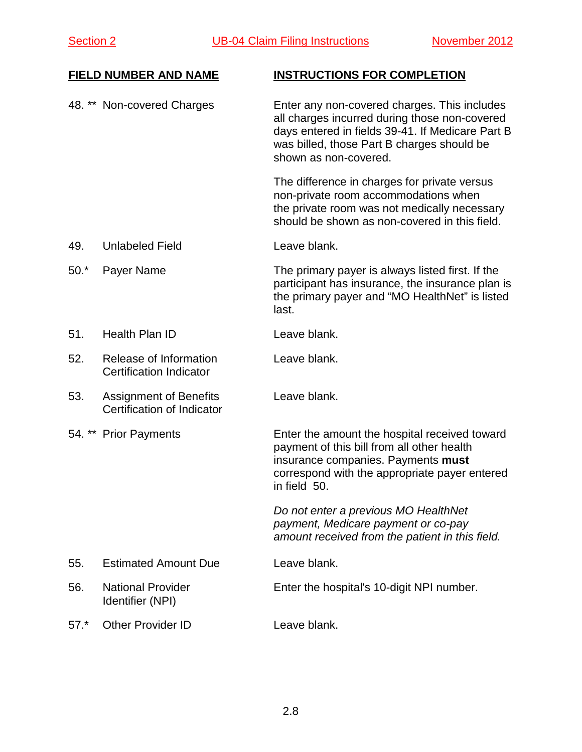| FIELD NUMBER AND NAME | INSTRUCTIONS FOR COMPLETION |
|---|---|
| 48. ** Non-covered Charges | Enter any non-covered charges. This includes all charges incurred during those non-covered days entered in fields 39-41. If Medicare Part B was billed, those Part B charges should be shown as non-covered.<br><br>The difference in charges for private versus non-private room accommodations when the private room was not medically necessary should be shown as non-covered in this field. |
| 49. Unlabeled Field | Leave blank. |
| 50.* Payer Name | The primary payer is always listed first. If the participant has insurance, the insurance plan is the primary payer and "MO HealthNet" is listed last. |
| 51. Health Plan ID | Leave blank. |
| 52. Release of Information Certification Indicator | Leave blank. |
| 53. Assignment of Benefits Certification of Indicator | Leave blank. |
| 54. ** Prior Payments | Enter the amount the hospital received toward payment of this bill from all other health insurance companies. Payments **must** correspond with the appropriate payer entered in field 50.<br><br>*Do not enter a previous MO HealthNet payment, Medicare payment or co-pay amount received from the patient in this field.* |
| 55. Estimated Amount Due | Leave blank. |
| 56. National Provider Identifier (NPI) | Enter the hospital's 10-digit NPI number. |
| 57.* Other Provider ID | Leave blank. |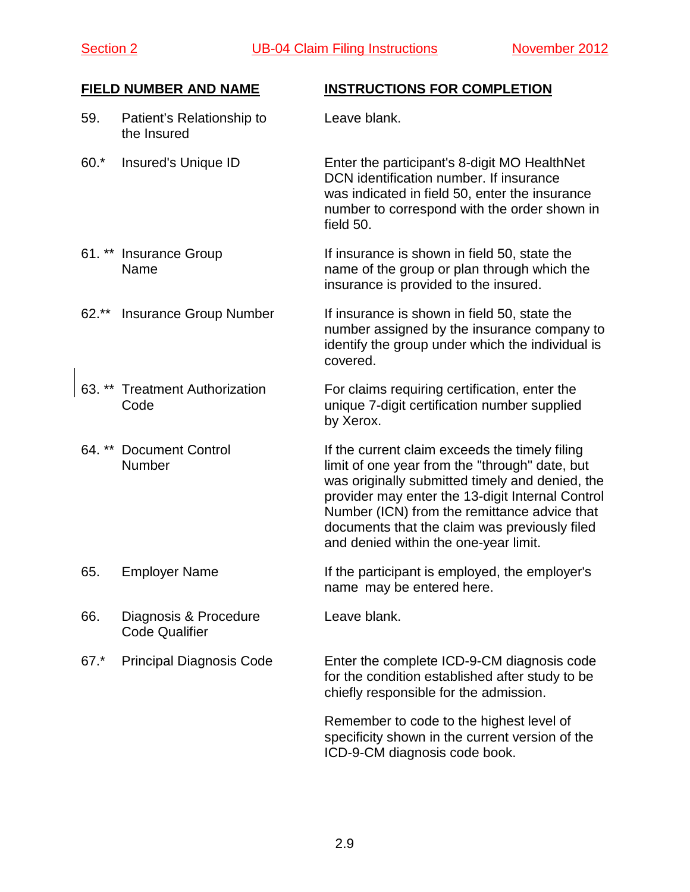| FIELD NUMBER AND NAME | INSTRUCTIONS FOR COMPLETION |
| --- | --- |
| 59. Patient's Relationship to the Insured | Leave blank. |
| 60.* Insured's Unique ID | Enter the participant's 8-digit MO HealthNet DCN identification number. If insurance was indicated in field 50, enter the insurance number to correspond with the order shown in field 50. |
| 61. ** Insurance Group Name | If insurance is shown in field 50, state the name of the group or plan through which the insurance is provided to the insured. |
| 62.** Insurance Group Number | If insurance is shown in field 50, state the number assigned by the insurance company to identify the group under which the individual is covered. |
| 63. ** Treatment Authorization Code | For claims requiring certification, enter the unique 7-digit certification number supplied by Xerox. |
| 64. ** Document Control Number | If the current claim exceeds the timely filing limit of one year from the "through" date, but was originally submitted timely and denied, the provider may enter the 13-digit Internal Control Number (ICN) from the remittance advice that documents that the claim was previously filed and denied within the one-year limit. |
| 65. Employer Name | If the participant is employed, the employer's name may be entered here. |
| 66. Diagnosis & Procedure Code Qualifier | Leave blank. |
| 67.* Principal Diagnosis Code | Enter the complete ICD-9-CM diagnosis code for the condition established after study to be chiefly responsible for the admission.<br><br>Remember to code to the highest level of specificity shown in the current version of the ICD-9-CM diagnosis code book. |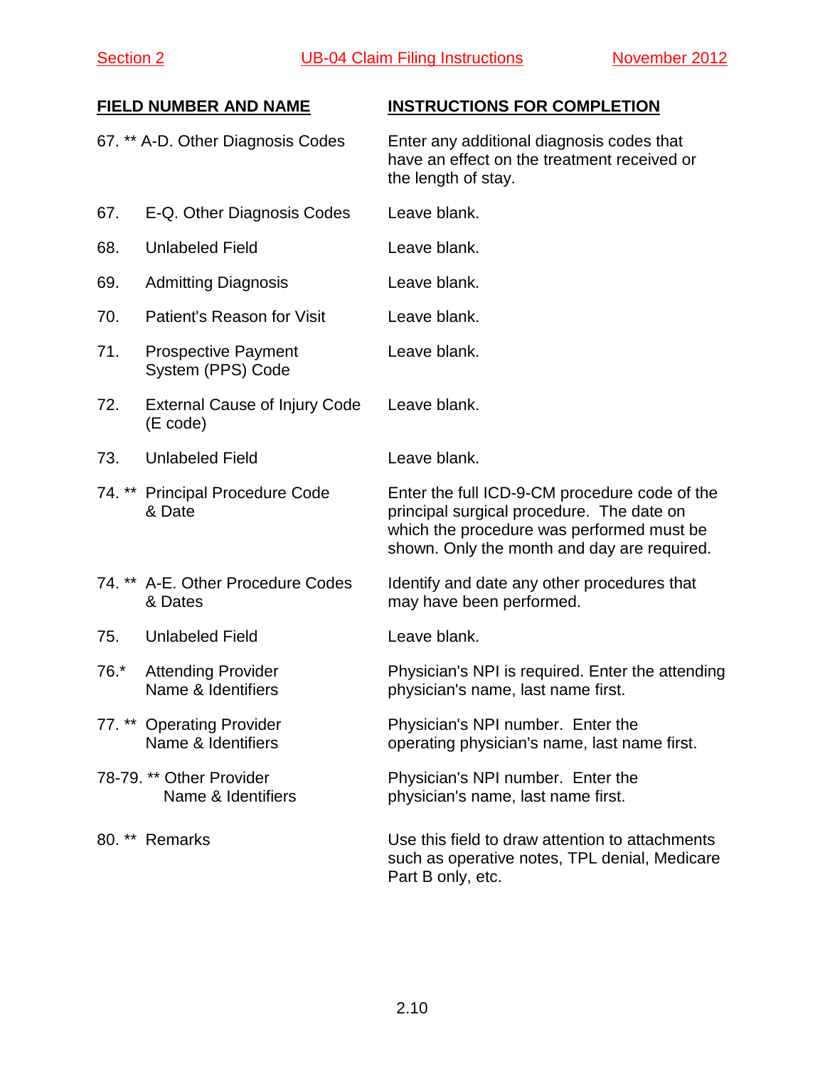| FIELD NUMBER AND NAME | INSTRUCTIONS FOR COMPLETION |
|---|---|
| 67. ** A-D. Other Diagnosis Codes | Enter any additional diagnosis codes that have an effect on the treatment received or the length of stay. |
| 67. E-Q. Other Diagnosis Codes | Leave blank. |
| 68. Unlabeled Field | Leave blank. |
| 69. Admitting Diagnosis | Leave blank. |
| 70. Patient's Reason for Visit | Leave blank. |
| 71. Prospective Payment System (PPS) Code | Leave blank. |
| 72. External Cause of Injury Code (E code) | Leave blank. |
| 73. Unlabeled Field | Leave blank. |
| 74. ** Principal Procedure Code & Date | Enter the full ICD-9-CM procedure code of the principal surgical procedure. The date on which the procedure was performed must be shown. Only the month and day are required. |
| 74. ** A-E. Other Procedure Codes & Dates | Identify and date any other procedures that may have been performed. |
| 75. Unlabeled Field | Leave blank. |
| 76.* Attending Provider Name & Identifiers | Physician's NPI is required. Enter the attending physician's name, last name first. |
| 77. ** Operating Provider Name & Identifiers | Physician's NPI number. Enter the operating physician's name, last name first. |
| 78-79. ** Other Provider Name & Identifiers | Physician's NPI number. Enter the physician's name, last name first. |
| 80. ** Remarks | Use this field to draw attention to attachments such as operative notes, TPL denial, Medicare Part B only, etc. |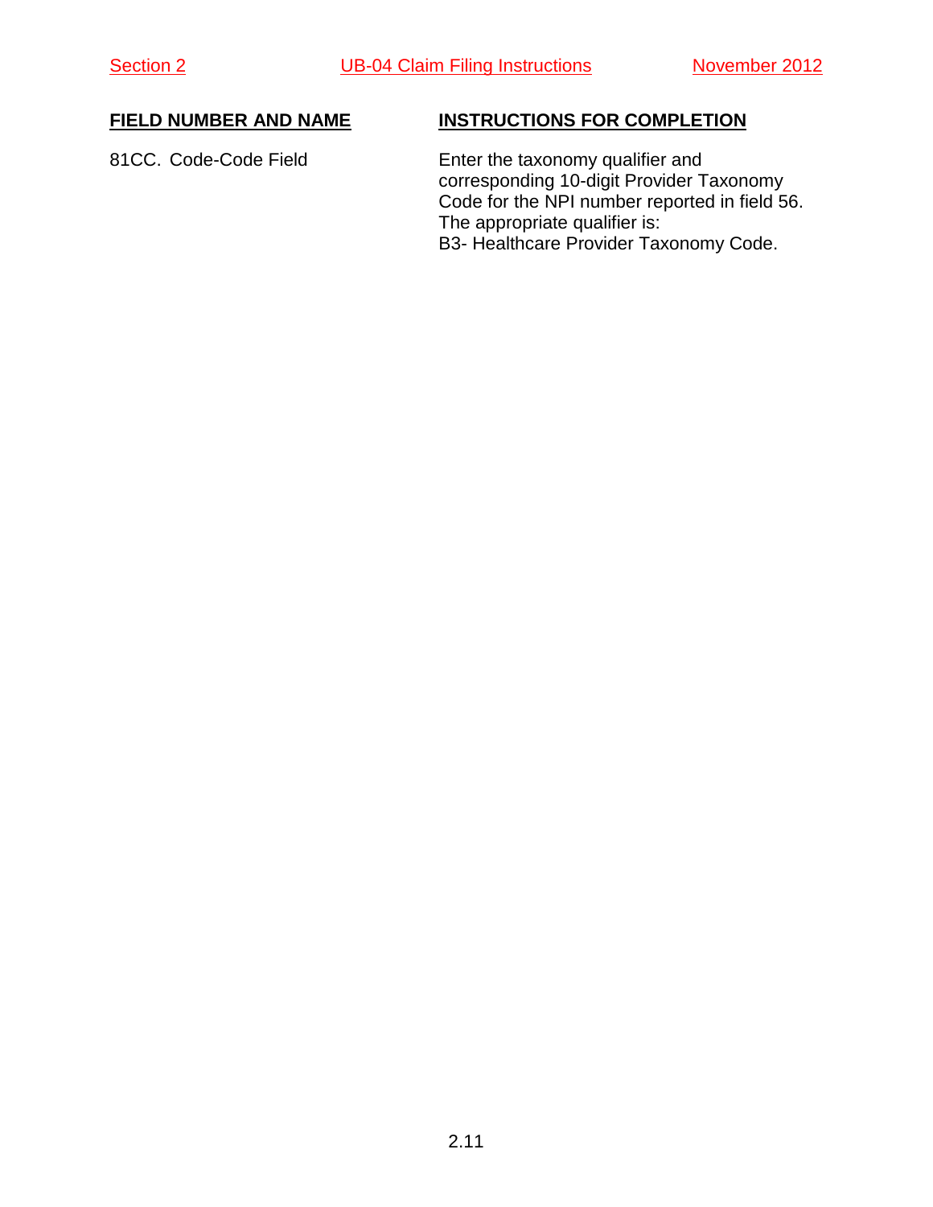| FIELD NUMBER AND NAME | INSTRUCTIONS FOR COMPLETION |
| --- | --- |
| 81CC. Code-Code Field | Enter the taxonomy qualifier and corresponding 10-digit Provider Taxonomy Code for the NPI number reported in field 56. The appropriate qualifier is: B3- Healthcare Provider Taxonomy Code. |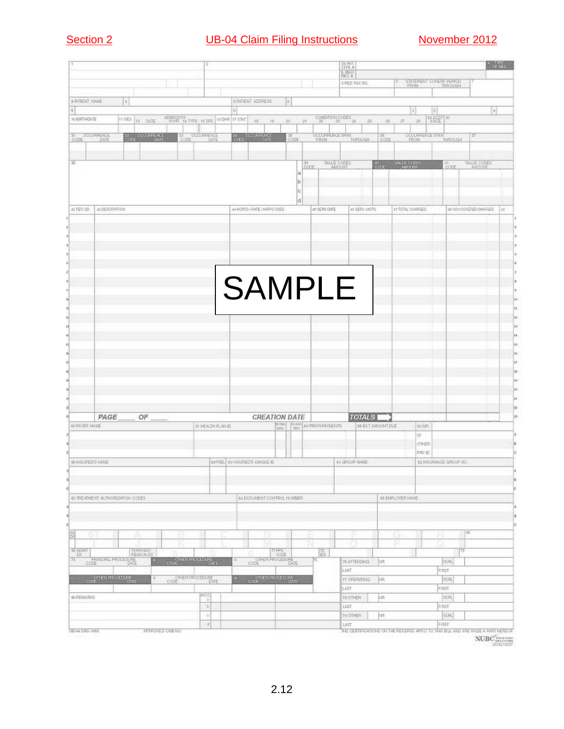SAMPLE

1 | 2 | 3a PAT. CNTL # | b. MED. REC. # | 4 TYPE OF BILL

5 FED. TAX NO. | 6 STATEMENT COVERS PERIOD FROM THROUGH | 7

8 PATIENT NAME a b | 9 PATIENT ADDRESS a b c d e

10 BIRTHDATE | 11 SEX | ADMISSION 12 DATE 13 HR 14 TYPE 15 SRC | 16 DHR | 17 STAT | CONDITION CODES 18 19 20 21 22 23 24 25 26 27 28 | 29 ACDT STATE | 30

31 OCCURRENCE CODE DATE | 32 OCCURRENCE CODE DATE | 33 OCCURRENCE CODE DATE | 34 OCCURRENCE CODE DATE | 35 OCCURRENCE SPAN CODE FROM THROUGH | 36 OCCURRENCE SPAN CODE FROM THROUGH | 37

38 | 39 VALUE CODES CODE AMOUNT | 40 VALUE CODES CODE AMOUNT | 41 VALUE CODES CODE AMOUNT

42 REV. CD. | 43 DESCRIPTION | 44 HCPCS / RATE / HIPPS CODE | 45 SERV. DATE | 46 SERV. UNITS | 47 TOTAL CHARGES | 48 NON-COVERED CHARGES | 49

PAGE ____ OF ____ CREATION DATE TOTALS

50 PAYER NAME | 51 HEALTH PLAN ID | 52 REL. INFO | 53 ASG. BEN. | 54 PRIOR PAYMENTS | 55 EST. AMOUNT DUE | 56 NPI | 57 OTHER PRV ID

58 INSURED'S NAME | 59 P. REL | 60 INSURED'S UNIQUE ID | 61 GROUP NAME | 62 INSURANCE GROUP NO.

63 TREATMENT AUTHORIZATION CODES | 64 DOCUMENT CONTROL NUMBER | 65 EMPLOYER NAME

66 DX | 67 A B C D E F G H | I J K L M N O P Q | 68

69 ADMIT DX | 70 PATIENT REASON DX a b c | 71 PPS CODE | 72 ECI | 73

74 PRINCIPAL PROCEDURE CODE DATE | a. OTHER PROCEDURE CODE DATE | b. OTHER PROCEDURE CODE DATE | 75 | 76 ATTENDING NPI QUAL LAST FIRST

c. OTHER PROCEDURE CODE DATE | d. OTHER PROCEDURE CODE DATE | e. OTHER PROCEDURE CODE DATE | 77 OPERATING NPI QUAL LAST FIRST

80 REMARKS | 81CC a b c d | 78 OTHER NPI QUAL LAST FIRST | 79 OTHER NPI QUAL LAST FIRST

UB-04 CMS-1450 APPROVED OMB NO. THE CERTIFICATIONS ON THE REVERSE APPLY TO THIS BILL AND ARE MADE A PART HEREOF.

NUBC LIC9213257